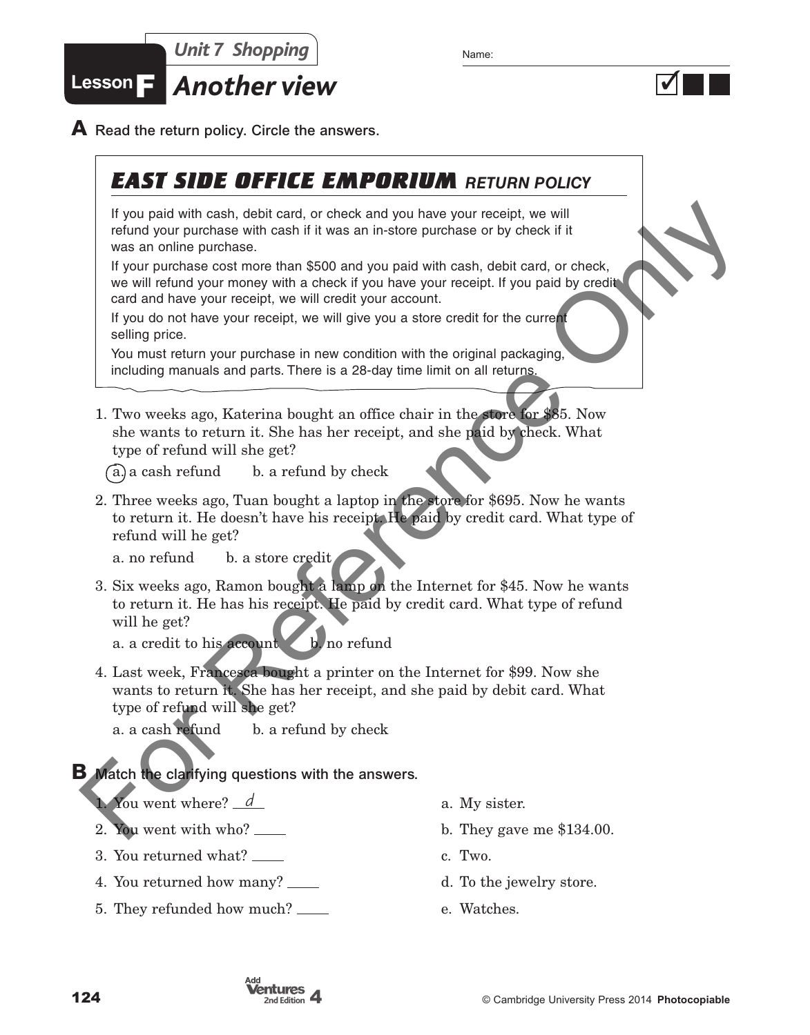## Unit 7 Shopping

# Lesson F *Another view*

Name: ______________________

**A** Read the return policy. Circle the answers.

> ### EAST SIDE OFFICE EMPORIUM *RETURN POLICY*
>
> If you paid with cash, debit card, or check and you have your receipt, we will refund your purchase with cash if it was an in-store purchase or by check if it was an online purchase.
>
> If your purchase cost more than $500 and you paid with cash, debit card, or check, we will refund your money with a check if you have your receipt. If you paid by credit card and have your receipt, we will credit your account.
>
> If you do not have your receipt, we will give you a store credit for the current selling price.
>
> You must return your purchase in new condition with the original packaging, including manuals and parts. There is a 28-day time limit on all returns.

1. Two weeks ago, Katerina bought an office chair in the store for $85. Now she wants to return it. She has her receipt, and she paid by check. What type of refund will she get?

   (a.) a cash refund  b. a refund by check

2. Three weeks ago, Tuan bought a laptop in the store for $695. Now he wants to return it. He doesn't have his receipt. He paid by credit card. What type of refund will he get?

   a. no refund  b. a store credit

3. Six weeks ago, Ramon bought a lamp on the Internet for $45. Now he wants to return it. He has his receipt. He paid by credit card. What type of refund will he get?

   a. a credit to his account  b. no refund

4. Last week, Francesca bought a printer on the Internet for $99. Now she wants to return it. She has her receipt, and she paid by debit card. What type of refund will she get?

   a. a cash refund  b. a refund by check

**B** Match the clarifying questions with the answers.

1. You went where? __d__
2. You went with who? ____
3. You returned what? ____
4. You returned how many? ____
5. They refunded how much? ____

a. My sister.
b. They gave me $134.00.
c. Two.
d. To the jewelry store.
e. Watches.

© Cambridge University Press 2014 **Photocopiable**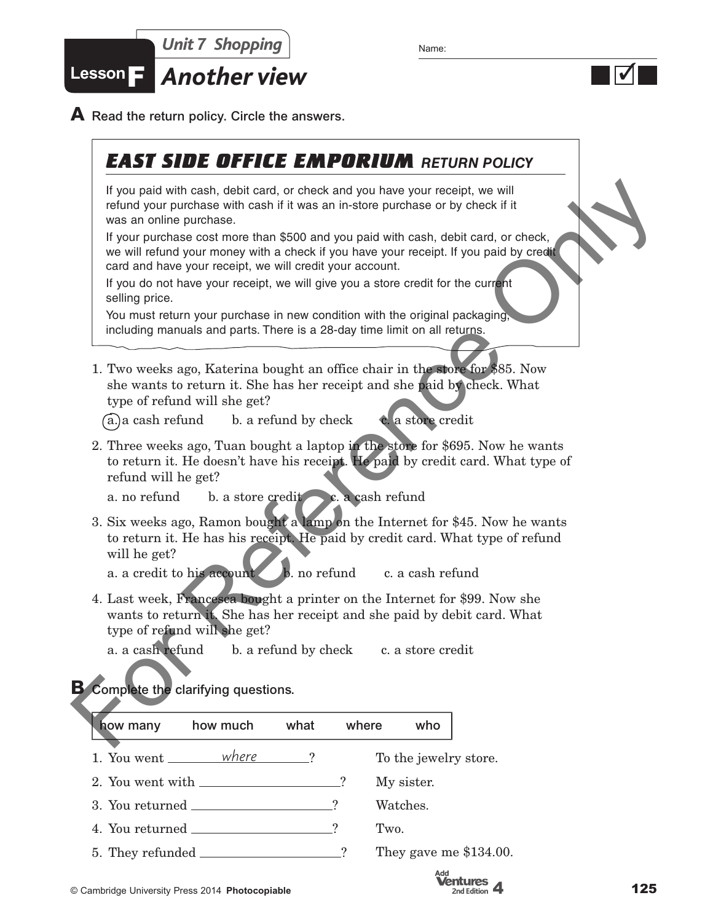Unit 7 Shopping

Name:

# Lesson F Another view

## A Read the return policy. Circle the answers.

### EAST SIDE OFFICE EMPORIUM RETURN POLICY

If you paid with cash, debit card, or check and you have your receipt, we will refund your purchase with cash if it was an in-store purchase or by check if it was an online purchase.

If your purchase cost more than $500 and you paid with cash, debit card, or check, we will refund your money with a check if you have your receipt. If you paid by credit card and have your receipt, we will credit your account.

If you do not have your receipt, we will give you a store credit for the current selling price.

You must return your purchase in new condition with the original packaging, including manuals and parts. There is a 28-day time limit on all returns.

1. Two weeks ago, Katerina bought an office chair in the store for $85. Now she wants to return it. She has her receipt and she paid by check. What type of refund will she get?

   (a.) a cash refund  b. a refund by check  c. a store credit

2. Three weeks ago, Tuan bought a laptop in the store for $695. Now he wants to return it. He doesn't have his receipt. He paid by credit card. What type of refund will he get?

   a. no refund  b. a store credit  c. a cash refund

3. Six weeks ago, Ramon bought a lamp on the Internet for $45. Now he wants to return it. He has his receipt. He paid by credit card. What type of refund will he get?

   a. a credit to his account  b. no refund  c. a cash refund

4. Last week, Francesca bought a printer on the Internet for $99. Now she wants to return it. She has her receipt and she paid by debit card. What type of refund will she get?

   a. a cash refund  b. a refund by check  c. a store credit

## B Complete the clarifying questions.

| how many | how much | what | where | who |
|---|---|---|---|---|

1. You went ___where___? To the jewelry store.
2. You went with ______________? My sister.
3. You returned ______________? Watches.
4. You returned ______________? Two.
5. They refunded ______________? They gave me $134.00.

© Cambridge University Press 2014 Photocopiable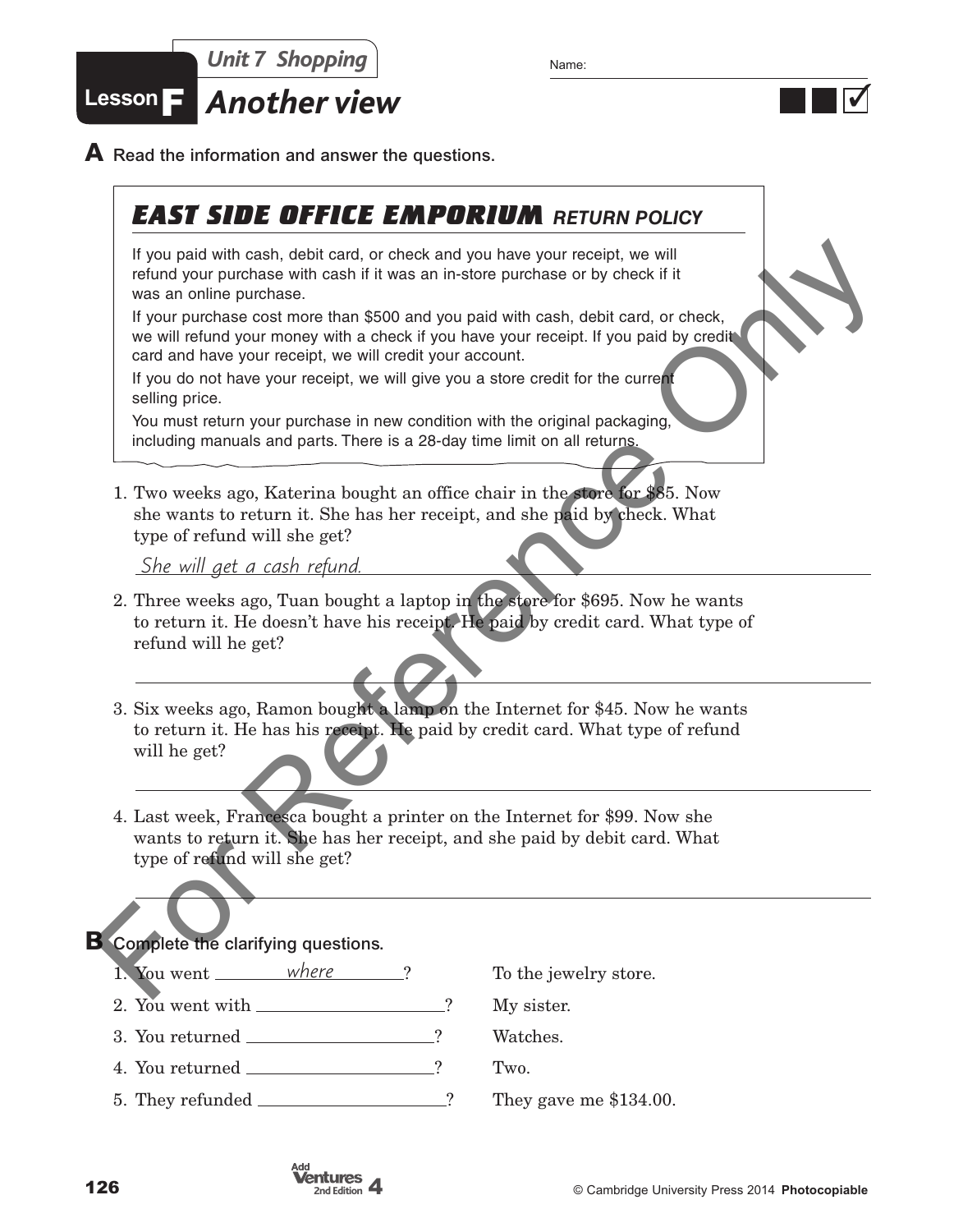Unit 7 Shopping

# Lesson F Another view

Name:

**A** Read the information and answer the questions.

> ## EAST SIDE OFFICE EMPORIUM RETURN POLICY
>
> If you paid with cash, debit card, or check and you have your receipt, we will refund your purchase with cash if it was an in-store purchase or by check if it was an online purchase.
>
> If your purchase cost more than $500 and you paid with cash, debit card, or check, we will refund your money with a check if you have your receipt. If you paid by credit card and have your receipt, we will credit your account.
>
> If you do not have your receipt, we will give you a store credit for the current selling price.
>
> You must return your purchase in new condition with the original packaging, including manuals and parts. There is a 28-day time limit on all returns.

1. Two weeks ago, Katerina bought an office chair in the store for $85. Now she wants to return it. She has her receipt, and she paid by check. What type of refund will she get?

   *She will get a cash refund.*

2. Three weeks ago, Tuan bought a laptop in the store for $695. Now he wants to return it. He doesn't have his receipt. He paid by credit card. What type of refund will he get?

   \_\_\_\_\_\_\_\_\_\_\_\_\_\_\_\_\_\_\_\_\_\_\_\_\_\_\_\_\_\_\_\_\_\_\_\_

3. Six weeks ago, Ramon bought a lamp on the Internet for $45. Now he wants to return it. He has his receipt. He paid by credit card. What type of refund will he get?

   \_\_\_\_\_\_\_\_\_\_\_\_\_\_\_\_\_\_\_\_\_\_\_\_\_\_\_\_\_\_\_\_\_\_\_\_

4. Last week, Francesca bought a printer on the Internet for $99. Now she wants to return it. She has her receipt, and she paid by debit card. What type of refund will she get?

   \_\_\_\_\_\_\_\_\_\_\_\_\_\_\_\_\_\_\_\_\_\_\_\_\_\_\_\_\_\_\_\_\_\_\_\_

**B** Complete the clarifying questions.

1. You went *where*? — To the jewelry store.
2. You went with \_\_\_\_\_\_\_\_\_\_? — My sister.
3. You returned \_\_\_\_\_\_\_\_\_\_? — Watches.
4. You returned \_\_\_\_\_\_\_\_\_\_? — Two.
5. They refunded \_\_\_\_\_\_\_\_\_\_? — They gave me $134.00.

Add Ventures 2nd Edition 4

© Cambridge University Press 2014 **Photocopiable**